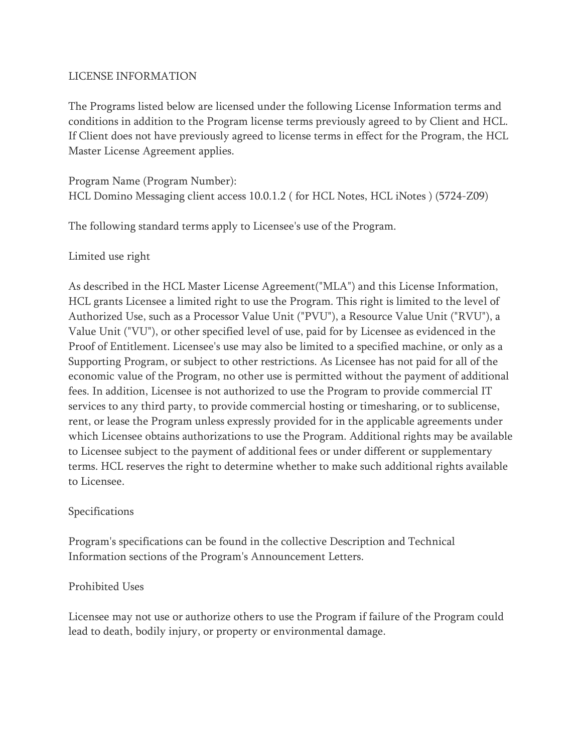# LICENSE INFORMATION

The Programs listed below are licensed under the following License Information terms and conditions in addition to the Program license terms previously agreed to by Client and HCL. If Client does not have previously agreed to license terms in effect for the Program, the HCL Master License Agreement applies.

Program Name (Program Number):
HCL Domino Messaging client access 10.0.1.2 ( for HCL Notes, HCL iNotes ) (5724-Z09)

The following standard terms apply to Licensee's use of the Program.

## Limited use right

As described in the HCL Master License Agreement("MLA") and this License Information, HCL grants Licensee a limited right to use the Program. This right is limited to the level of Authorized Use, such as a Processor Value Unit ("PVU"), a Resource Value Unit ("RVU"), a Value Unit ("VU"), or other specified level of use, paid for by Licensee as evidenced in the Proof of Entitlement. Licensee's use may also be limited to a specified machine, or only as a Supporting Program, or subject to other restrictions. As Licensee has not paid for all of the economic value of the Program, no other use is permitted without the payment of additional fees. In addition, Licensee is not authorized to use the Program to provide commercial IT services to any third party, to provide commercial hosting or timesharing, or to sublicense, rent, or lease the Program unless expressly provided for in the applicable agreements under which Licensee obtains authorizations to use the Program. Additional rights may be available to Licensee subject to the payment of additional fees or under different or supplementary terms. HCL reserves the right to determine whether to make such additional rights available to Licensee.

## Specifications

Program's specifications can be found in the collective Description and Technical Information sections of the Program's Announcement Letters.

## Prohibited Uses

Licensee may not use or authorize others to use the Program if failure of the Program could lead to death, bodily injury, or property or environmental damage.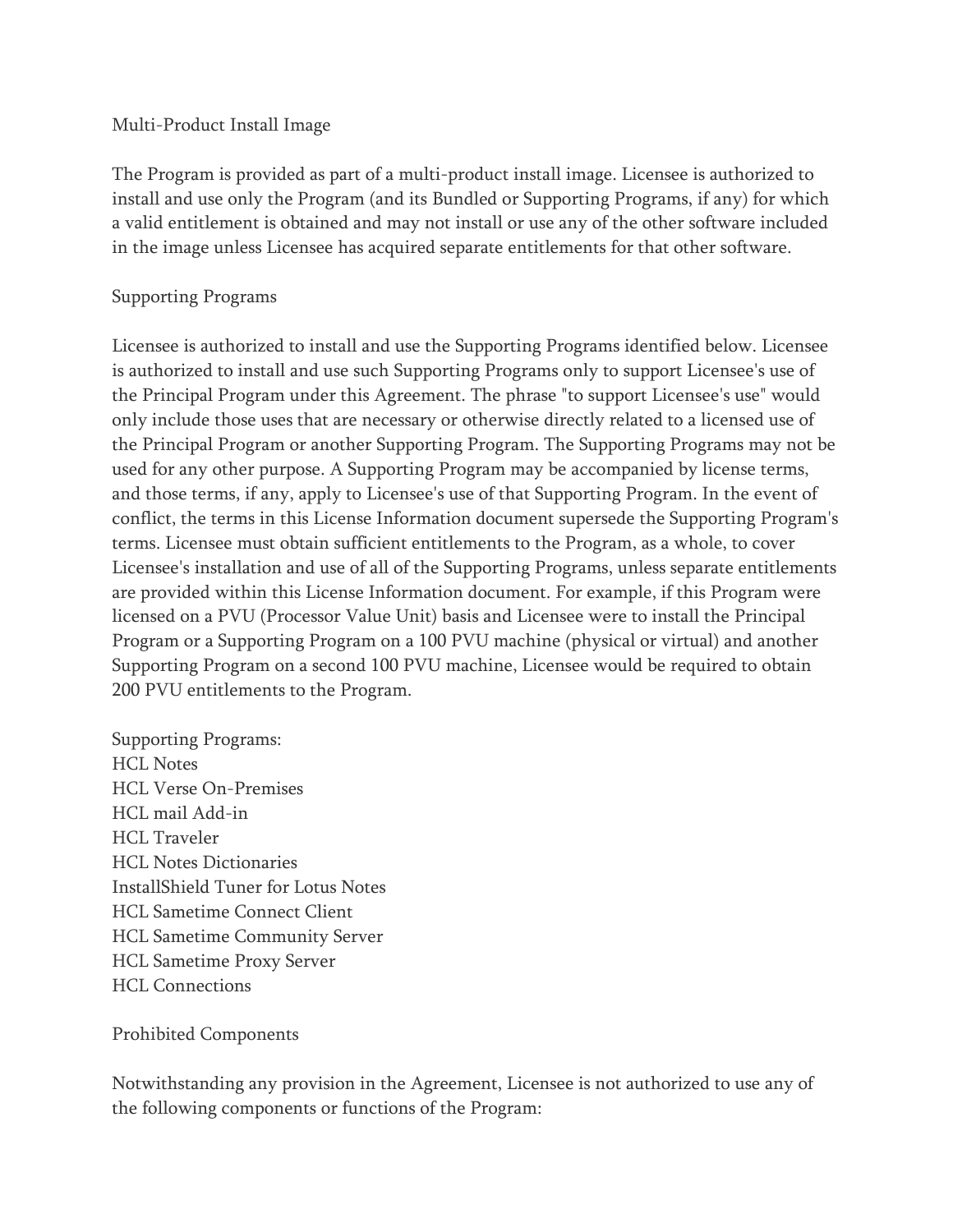## Multi-Product Install Image

The Program is provided as part of a multi-product install image. Licensee is authorized to install and use only the Program (and its Bundled or Supporting Programs, if any) for which a valid entitlement is obtained and may not install or use any of the other software included in the image unless Licensee has acquired separate entitlements for that other software.

## Supporting Programs

Licensee is authorized to install and use the Supporting Programs identified below. Licensee is authorized to install and use such Supporting Programs only to support Licensee's use of the Principal Program under this Agreement. The phrase "to support Licensee's use" would only include those uses that are necessary or otherwise directly related to a licensed use of the Principal Program or another Supporting Program. The Supporting Programs may not be used for any other purpose. A Supporting Program may be accompanied by license terms, and those terms, if any, apply to Licensee's use of that Supporting Program. In the event of conflict, the terms in this License Information document supersede the Supporting Program's terms. Licensee must obtain sufficient entitlements to the Program, as a whole, to cover Licensee's installation and use of all of the Supporting Programs, unless separate entitlements are provided within this License Information document. For example, if this Program were licensed on a PVU (Processor Value Unit) basis and Licensee were to install the Principal Program or a Supporting Program on a 100 PVU machine (physical or virtual) and another Supporting Program on a second 100 PVU machine, Licensee would be required to obtain 200 PVU entitlements to the Program.

Supporting Programs:
HCL Notes
HCL Verse On-Premises
HCL mail Add-in
HCL Traveler
HCL Notes Dictionaries
InstallShield Tuner for Lotus Notes
HCL Sametime Connect Client
HCL Sametime Community Server
HCL Sametime Proxy Server
HCL Connections

## Prohibited Components

Notwithstanding any provision in the Agreement, Licensee is not authorized to use any of the following components or functions of the Program: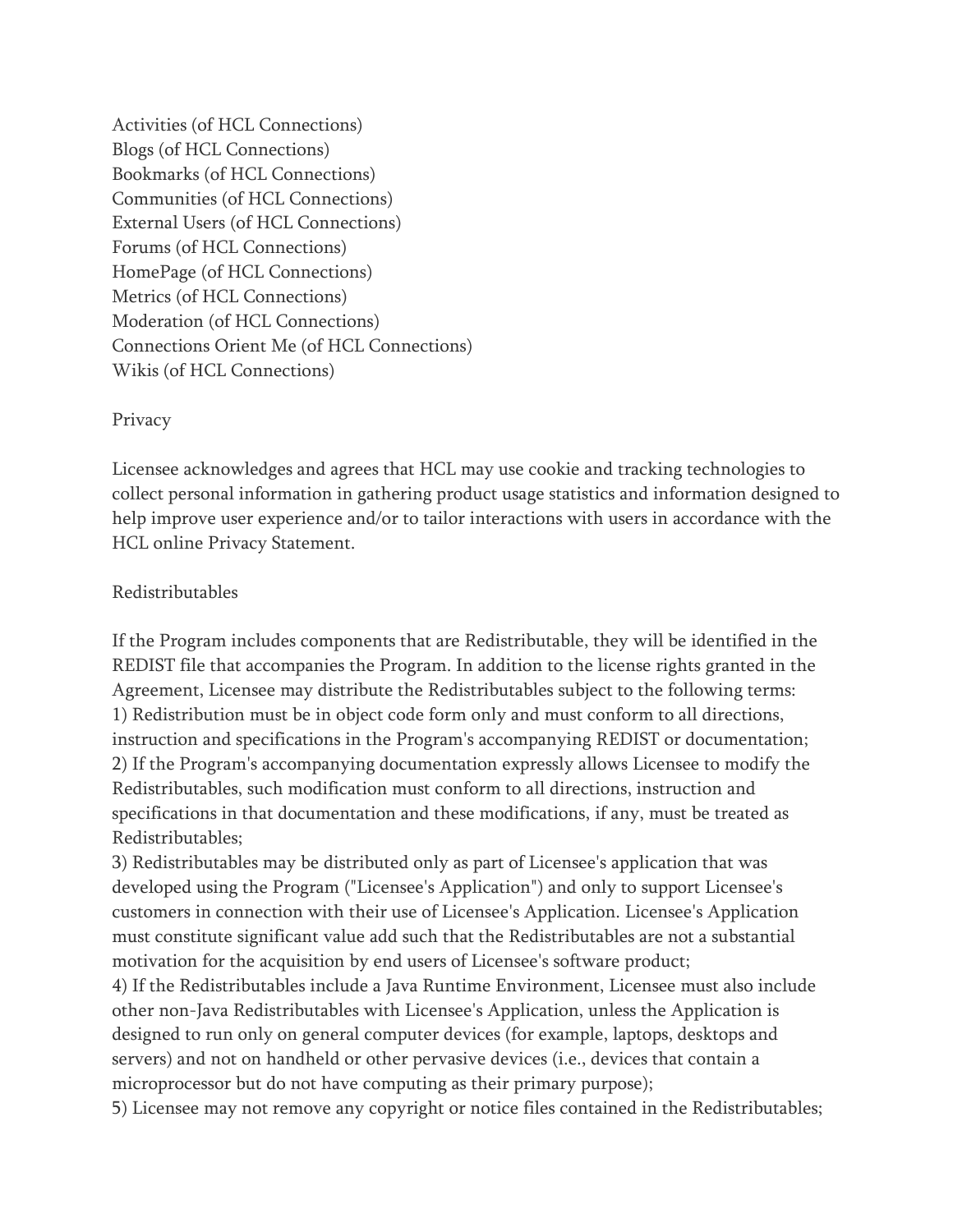Activities (of HCL Connections)
Blogs (of HCL Connections)
Bookmarks (of HCL Connections)
Communities (of HCL Connections)
External Users (of HCL Connections)
Forums (of HCL Connections)
HomePage (of HCL Connections)
Metrics (of HCL Connections)
Moderation (of HCL Connections)
Connections Orient Me (of HCL Connections)
Wikis (of HCL Connections)

Privacy

Licensee acknowledges and agrees that HCL may use cookie and tracking technologies to collect personal information in gathering product usage statistics and information designed to help improve user experience and/or to tailor interactions with users in accordance with the HCL online Privacy Statement.

Redistributables

If the Program includes components that are Redistributable, they will be identified in the REDIST file that accompanies the Program. In addition to the license rights granted in the Agreement, Licensee may distribute the Redistributables subject to the following terms:
1) Redistribution must be in object code form only and must conform to all directions, instruction and specifications in the Program's accompanying REDIST or documentation;
2) If the Program's accompanying documentation expressly allows Licensee to modify the Redistributables, such modification must conform to all directions, instruction and specifications in that documentation and these modifications, if any, must be treated as Redistributables;
3) Redistributables may be distributed only as part of Licensee's application that was developed using the Program ("Licensee's Application") and only to support Licensee's customers in connection with their use of Licensee's Application. Licensee's Application must constitute significant value add such that the Redistributables are not a substantial motivation for the acquisition by end users of Licensee's software product;
4) If the Redistributables include a Java Runtime Environment, Licensee must also include other non-Java Redistributables with Licensee's Application, unless the Application is designed to run only on general computer devices (for example, laptops, desktops and servers) and not on handheld or other pervasive devices (i.e., devices that contain a microprocessor but do not have computing as their primary purpose);
5) Licensee may not remove any copyright or notice files contained in the Redistributables;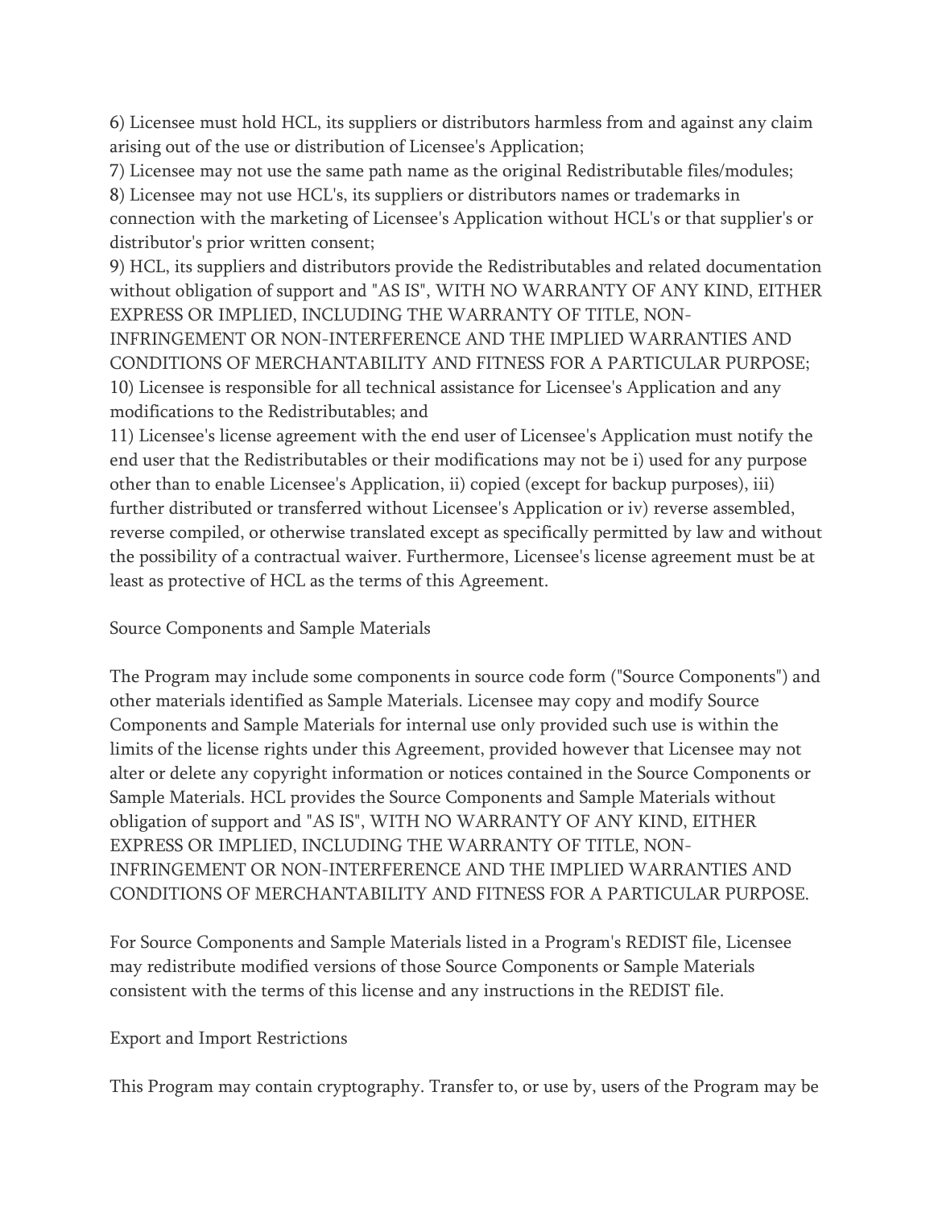6) Licensee must hold HCL, its suppliers or distributors harmless from and against any claim arising out of the use or distribution of Licensee's Application;

7) Licensee may not use the same path name as the original Redistributable files/modules;

8) Licensee may not use HCL's, its suppliers or distributors names or trademarks in connection with the marketing of Licensee's Application without HCL's or that supplier's or distributor's prior written consent;

9) HCL, its suppliers and distributors provide the Redistributables and related documentation without obligation of support and "AS IS", WITH NO WARRANTY OF ANY KIND, EITHER EXPRESS OR IMPLIED, INCLUDING THE WARRANTY OF TITLE, NON-INFRINGEMENT OR NON-INTERFERENCE AND THE IMPLIED WARRANTIES AND CONDITIONS OF MERCHANTABILITY AND FITNESS FOR A PARTICULAR PURPOSE;

10) Licensee is responsible for all technical assistance for Licensee's Application and any modifications to the Redistributables; and

11) Licensee's license agreement with the end user of Licensee's Application must notify the end user that the Redistributables or their modifications may not be i) used for any purpose other than to enable Licensee's Application, ii) copied (except for backup purposes), iii) further distributed or transferred without Licensee's Application or iv) reverse assembled, reverse compiled, or otherwise translated except as specifically permitted by law and without the possibility of a contractual waiver. Furthermore, Licensee's license agreement must be at least as protective of HCL as the terms of this Agreement.

Source Components and Sample Materials

The Program may include some components in source code form ("Source Components") and other materials identified as Sample Materials. Licensee may copy and modify Source Components and Sample Materials for internal use only provided such use is within the limits of the license rights under this Agreement, provided however that Licensee may not alter or delete any copyright information or notices contained in the Source Components or Sample Materials. HCL provides the Source Components and Sample Materials without obligation of support and "AS IS", WITH NO WARRANTY OF ANY KIND, EITHER EXPRESS OR IMPLIED, INCLUDING THE WARRANTY OF TITLE, NON-INFRINGEMENT OR NON-INTERFERENCE AND THE IMPLIED WARRANTIES AND CONDITIONS OF MERCHANTABILITY AND FITNESS FOR A PARTICULAR PURPOSE.

For Source Components and Sample Materials listed in a Program's REDIST file, Licensee may redistribute modified versions of those Source Components or Sample Materials consistent with the terms of this license and any instructions in the REDIST file.

Export and Import Restrictions

This Program may contain cryptography. Transfer to, or use by, users of the Program may be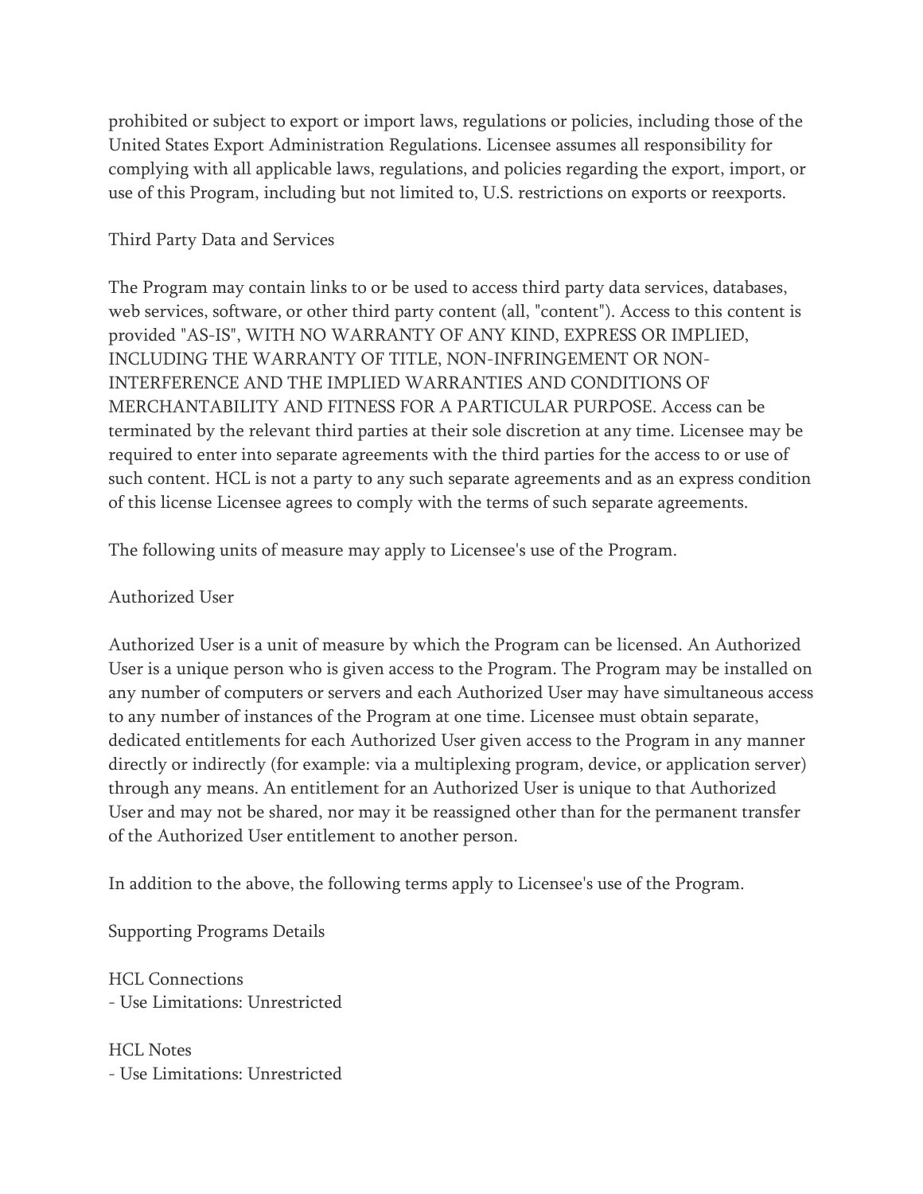prohibited or subject to export or import laws, regulations or policies, including those of the United States Export Administration Regulations. Licensee assumes all responsibility for complying with all applicable laws, regulations, and policies regarding the export, import, or use of this Program, including but not limited to, U.S. restrictions on exports or reexports.

Third Party Data and Services

The Program may contain links to or be used to access third party data services, databases, web services, software, or other third party content (all, "content"). Access to this content is provided "AS-IS", WITH NO WARRANTY OF ANY KIND, EXPRESS OR IMPLIED, INCLUDING THE WARRANTY OF TITLE, NON-INFRINGEMENT OR NON-INTERFERENCE AND THE IMPLIED WARRANTIES AND CONDITIONS OF MERCHANTABILITY AND FITNESS FOR A PARTICULAR PURPOSE. Access can be terminated by the relevant third parties at their sole discretion at any time. Licensee may be required to enter into separate agreements with the third parties for the access to or use of such content. HCL is not a party to any such separate agreements and as an express condition of this license Licensee agrees to comply with the terms of such separate agreements.

The following units of measure may apply to Licensee's use of the Program.

Authorized User

Authorized User is a unit of measure by which the Program can be licensed. An Authorized User is a unique person who is given access to the Program. The Program may be installed on any number of computers or servers and each Authorized User may have simultaneous access to any number of instances of the Program at one time. Licensee must obtain separate, dedicated entitlements for each Authorized User given access to the Program in any manner directly or indirectly (for example: via a multiplexing program, device, or application server) through any means. An entitlement for an Authorized User is unique to that Authorized User and may not be shared, nor may it be reassigned other than for the permanent transfer of the Authorized User entitlement to another person.

In addition to the above, the following terms apply to Licensee's use of the Program.

Supporting Programs Details

HCL Connections
- Use Limitations: Unrestricted

HCL Notes
- Use Limitations: Unrestricted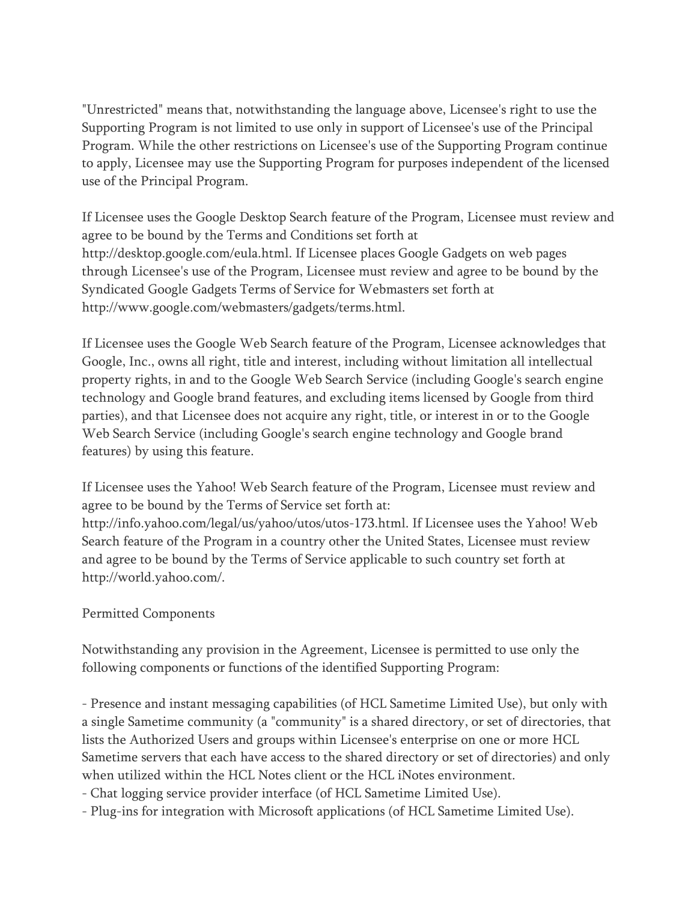"Unrestricted" means that, notwithstanding the language above, Licensee's right to use the Supporting Program is not limited to use only in support of Licensee's use of the Principal Program. While the other restrictions on Licensee's use of the Supporting Program continue to apply, Licensee may use the Supporting Program for purposes independent of the licensed use of the Principal Program.

If Licensee uses the Google Desktop Search feature of the Program, Licensee must review and agree to be bound by the Terms and Conditions set forth at http://desktop.google.com/eula.html. If Licensee places Google Gadgets on web pages through Licensee's use of the Program, Licensee must review and agree to be bound by the Syndicated Google Gadgets Terms of Service for Webmasters set forth at http://www.google.com/webmasters/gadgets/terms.html.

If Licensee uses the Google Web Search feature of the Program, Licensee acknowledges that Google, Inc., owns all right, title and interest, including without limitation all intellectual property rights, in and to the Google Web Search Service (including Google's search engine technology and Google brand features, and excluding items licensed by Google from third parties), and that Licensee does not acquire any right, title, or interest in or to the Google Web Search Service (including Google's search engine technology and Google brand features) by using this feature.

If Licensee uses the Yahoo! Web Search feature of the Program, Licensee must review and agree to be bound by the Terms of Service set forth at: http://info.yahoo.com/legal/us/yahoo/utos/utos-173.html. If Licensee uses the Yahoo! Web Search feature of the Program in a country other the United States, Licensee must review and agree to be bound by the Terms of Service applicable to such country set forth at http://world.yahoo.com/.

Permitted Components

Notwithstanding any provision in the Agreement, Licensee is permitted to use only the following components or functions of the identified Supporting Program:

- Presence and instant messaging capabilities (of HCL Sametime Limited Use), but only with a single Sametime community (a "community" is a shared directory, or set of directories, that lists the Authorized Users and groups within Licensee's enterprise on one or more HCL Sametime servers that each have access to the shared directory or set of directories) and only when utilized within the HCL Notes client or the HCL iNotes environment.
- Chat logging service provider interface (of HCL Sametime Limited Use).
- Plug-ins for integration with Microsoft applications (of HCL Sametime Limited Use).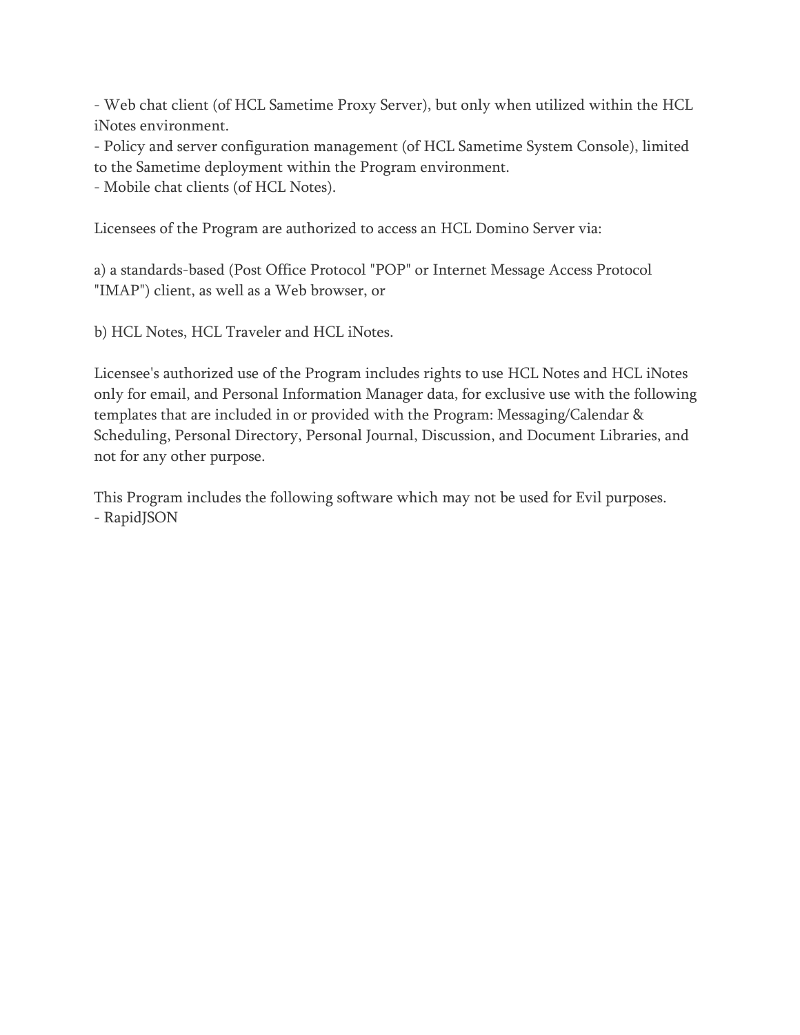- Web chat client (of HCL Sametime Proxy Server), but only when utilized within the HCL iNotes environment.
- Policy and server configuration management (of HCL Sametime System Console), limited to the Sametime deployment within the Program environment.
- Mobile chat clients (of HCL Notes).

Licensees of the Program are authorized to access an HCL Domino Server via:

a) a standards-based (Post Office Protocol "POP" or Internet Message Access Protocol "IMAP") client, as well as a Web browser, or

b) HCL Notes, HCL Traveler and HCL iNotes.

Licensee's authorized use of the Program includes rights to use HCL Notes and HCL iNotes only for email, and Personal Information Manager data, for exclusive use with the following templates that are included in or provided with the Program: Messaging/Calendar & Scheduling, Personal Directory, Personal Journal, Discussion, and Document Libraries, and not for any other purpose.

This Program includes the following software which may not be used for Evil purposes.
- RapidJSON